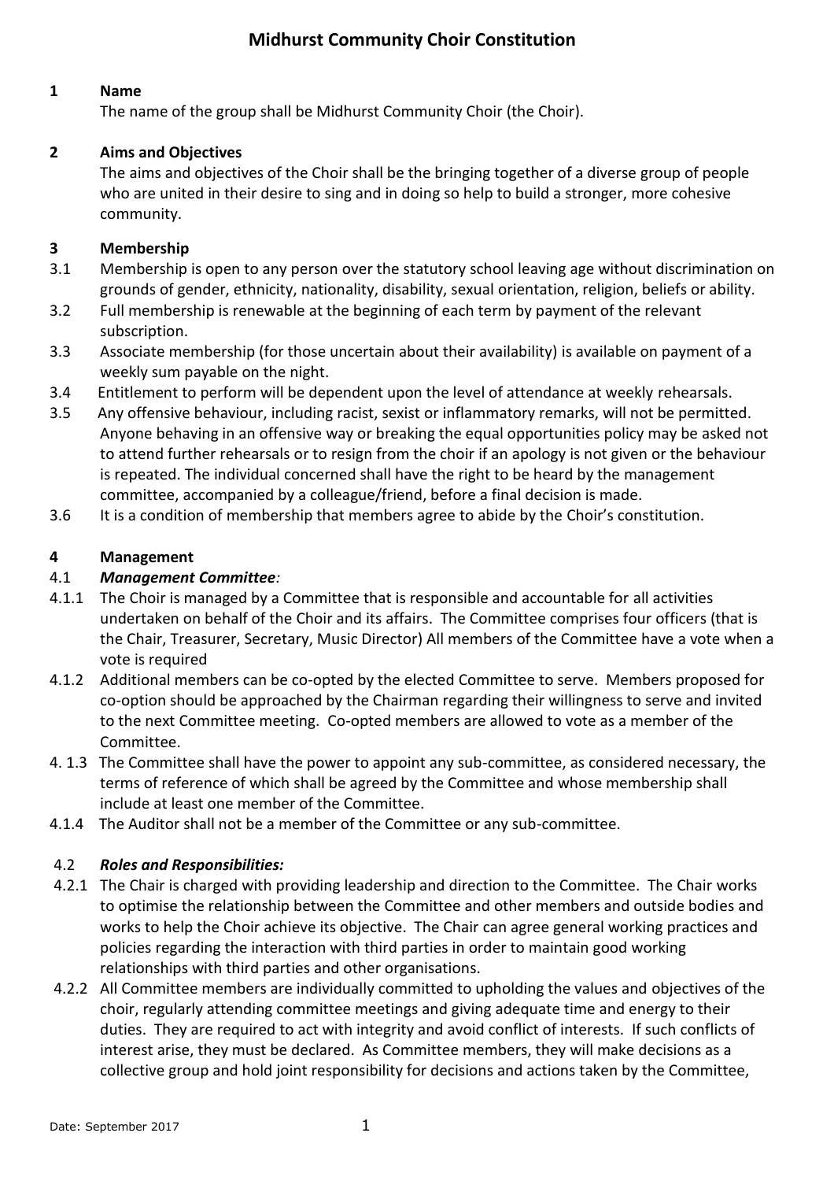# Midhurst Community Choir Constitution

## 1 Name

The name of the group shall be Midhurst Community Choir (the Choir).

## 2 Aims and Objectives

The aims and objectives of the Choir shall be the bringing together of a diverse group of people who are united in their desire to sing and in doing so help to build a stronger, more cohesive community.

## 3 Membership

3.1 Membership is open to any person over the statutory school leaving age without discrimination on grounds of gender, ethnicity, nationality, disability, sexual orientation, religion, beliefs or ability.

3.2 Full membership is renewable at the beginning of each term by payment of the relevant subscription.

3.3 Associate membership (for those uncertain about their availability) is available on payment of a weekly sum payable on the night.

3.4 Entitlement to perform will be dependent upon the level of attendance at weekly rehearsals.

3.5 Any offensive behaviour, including racist, sexist or inflammatory remarks, will not be permitted. Anyone behaving in an offensive way or breaking the equal opportunities policy may be asked not to attend further rehearsals or to resign from the choir if an apology is not given or the behaviour is repeated. The individual concerned shall have the right to be heard by the management committee, accompanied by a colleague/friend, before a final decision is made.

3.6 It is a condition of membership that members agree to abide by the Choir's constitution.

## 4 Management

### 4.1 *Management Committee:*

4.1.1 The Choir is managed by a Committee that is responsible and accountable for all activities undertaken on behalf of the Choir and its affairs. The Committee comprises four officers (that is the Chair, Treasurer, Secretary, Music Director) All members of the Committee have a vote when a vote is required

4.1.2 Additional members can be co-opted by the elected Committee to serve. Members proposed for co-option should be approached by the Chairman regarding their willingness to serve and invited to the next Committee meeting. Co-opted members are allowed to vote as a member of the Committee.

4. 1.3 The Committee shall have the power to appoint any sub-committee, as considered necessary, the terms of reference of which shall be agreed by the Committee and whose membership shall include at least one member of the Committee.

4.1.4 The Auditor shall not be a member of the Committee or any sub-committee.

### 4.2 *Roles and Responsibilities:*

4.2.1 The Chair is charged with providing leadership and direction to the Committee. The Chair works to optimise the relationship between the Committee and other members and outside bodies and works to help the Choir achieve its objective. The Chair can agree general working practices and policies regarding the interaction with third parties in order to maintain good working relationships with third parties and other organisations.

4.2.2 All Committee members are individually committed to upholding the values and objectives of the choir, regularly attending committee meetings and giving adequate time and energy to their duties. They are required to act with integrity and avoid conflict of interests. If such conflicts of interest arise, they must be declared. As Committee members, they will make decisions as a collective group and hold joint responsibility for decisions and actions taken by the Committee,

Date: September 2017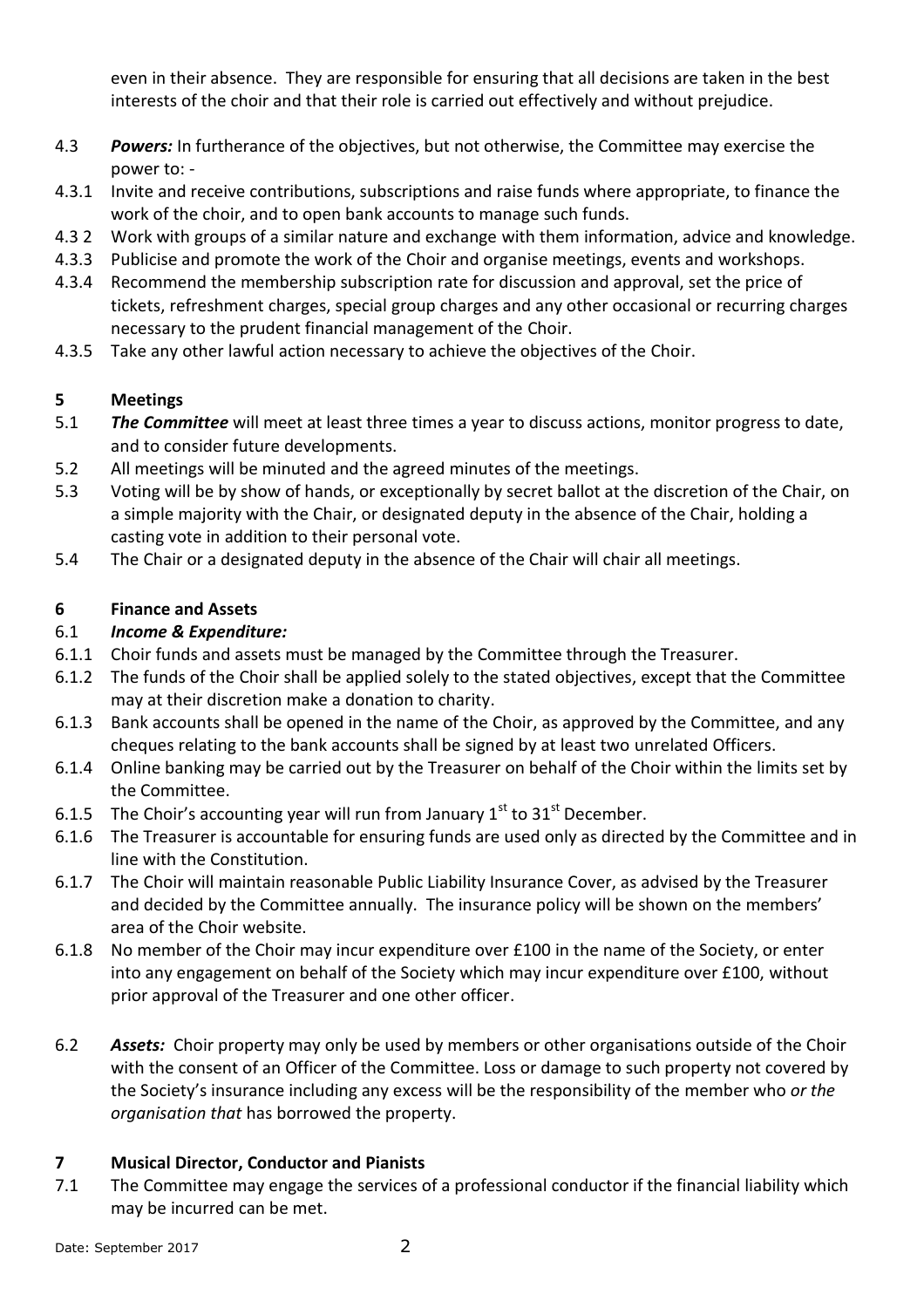even in their absence. They are responsible for ensuring that all decisions are taken in the best interests of the choir and that their role is carried out effectively and without prejudice.

4.3 ***Powers:*** In furtherance of the objectives, but not otherwise, the Committee may exercise the power to: -

4.3.1 Invite and receive contributions, subscriptions and raise funds where appropriate, to finance the work of the choir, and to open bank accounts to manage such funds.

4.3 2 Work with groups of a similar nature and exchange with them information, advice and knowledge.

4.3.3 Publicise and promote the work of the Choir and organise meetings, events and workshops.

4.3.4 Recommend the membership subscription rate for discussion and approval, set the price of tickets, refreshment charges, special group charges and any other occasional or recurring charges necessary to the prudent financial management of the Choir.

4.3.5 Take any other lawful action necessary to achieve the objectives of the Choir.

## 5 Meetings

5.1 ***The Committee*** will meet at least three times a year to discuss actions, monitor progress to date, and to consider future developments.

5.2 All meetings will be minuted and the agreed minutes of the meetings.

5.3 Voting will be by show of hands, or exceptionally by secret ballot at the discretion of the Chair, on a simple majority with the Chair, or designated deputy in the absence of the Chair, holding a casting vote in addition to their personal vote.

5.4 The Chair or a designated deputy in the absence of the Chair will chair all meetings.

## 6 Finance and Assets

6.1 ***Income & Expenditure:***

6.1.1 Choir funds and assets must be managed by the Committee through the Treasurer.

6.1.2 The funds of the Choir shall be applied solely to the stated objectives, except that the Committee may at their discretion make a donation to charity.

6.1.3 Bank accounts shall be opened in the name of the Choir, as approved by the Committee, and any cheques relating to the bank accounts shall be signed by at least two unrelated Officers.

6.1.4 Online banking may be carried out by the Treasurer on behalf of the Choir within the limits set by the Committee.

6.1.5 The Choir's accounting year will run from January 1st to 31st December.

6.1.6 The Treasurer is accountable for ensuring funds are used only as directed by the Committee and in line with the Constitution.

6.1.7 The Choir will maintain reasonable Public Liability Insurance Cover, as advised by the Treasurer and decided by the Committee annually. The insurance policy will be shown on the members' area of the Choir website.

6.1.8 No member of the Choir may incur expenditure over £100 in the name of the Society, or enter into any engagement on behalf of the Society which may incur expenditure over £100, without prior approval of the Treasurer and one other officer.

6.2 ***Assets:*** Choir property may only be used by members or other organisations outside of the Choir with the consent of an Officer of the Committee. Loss or damage to such property not covered by the Society's insurance including any excess will be the responsibility of the member who *or the organisation that* has borrowed the property.

## 7 Musical Director, Conductor and Pianists

7.1 The Committee may engage the services of a professional conductor if the financial liability which may be incurred can be met.

Date: September 2017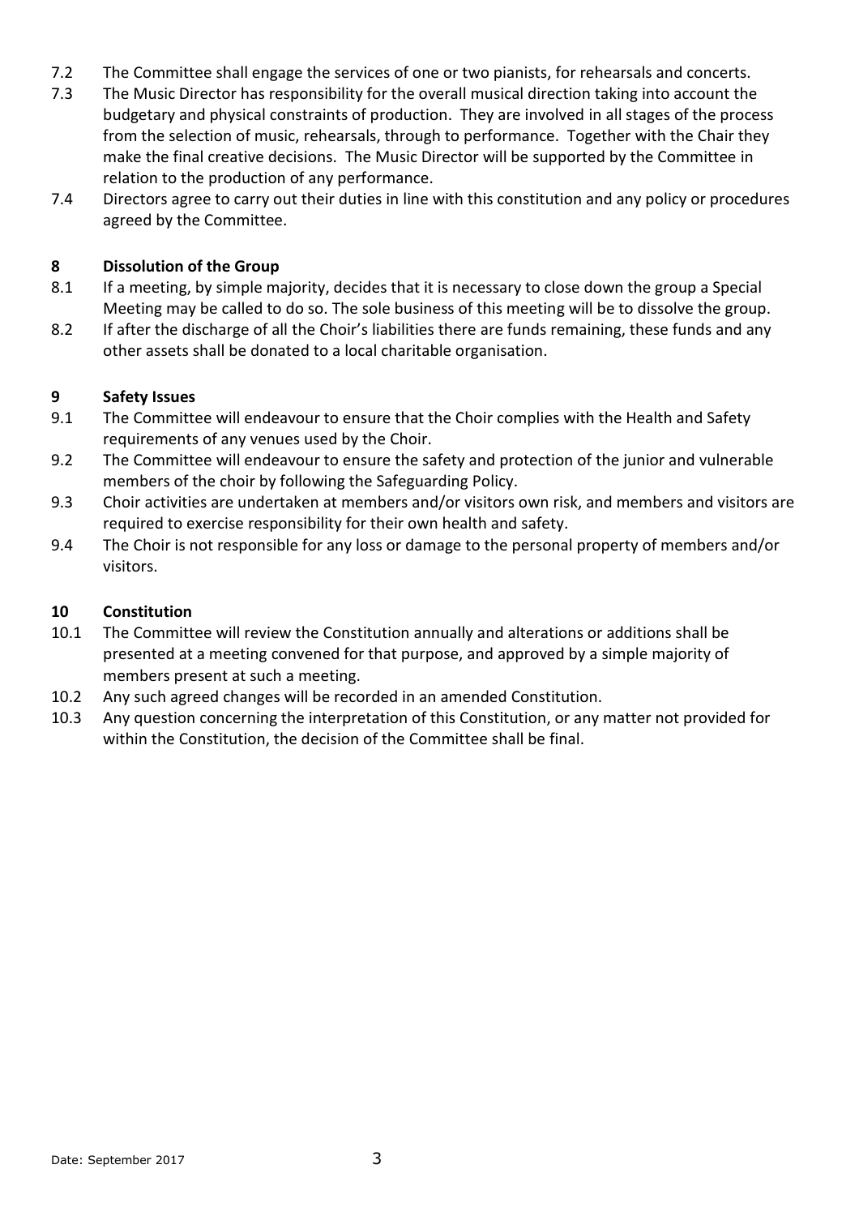7.2 The Committee shall engage the services of one or two pianists, for rehearsals and concerts.

7.3 The Music Director has responsibility for the overall musical direction taking into account the budgetary and physical constraints of production. They are involved in all stages of the process from the selection of music, rehearsals, through to performance. Together with the Chair they make the final creative decisions. The Music Director will be supported by the Committee in relation to the production of any performance.

7.4 Directors agree to carry out their duties in line with this constitution and any policy or procedures agreed by the Committee.

## 8 Dissolution of the Group

8.1 If a meeting, by simple majority, decides that it is necessary to close down the group a Special Meeting may be called to do so. The sole business of this meeting will be to dissolve the group.

8.2 If after the discharge of all the Choir's liabilities there are funds remaining, these funds and any other assets shall be donated to a local charitable organisation.

## 9 Safety Issues

9.1 The Committee will endeavour to ensure that the Choir complies with the Health and Safety requirements of any venues used by the Choir.

9.2 The Committee will endeavour to ensure the safety and protection of the junior and vulnerable members of the choir by following the Safeguarding Policy.

9.3 Choir activities are undertaken at members and/or visitors own risk, and members and visitors are required to exercise responsibility for their own health and safety.

9.4 The Choir is not responsible for any loss or damage to the personal property of members and/or visitors.

## 10 Constitution

10.1 The Committee will review the Constitution annually and alterations or additions shall be presented at a meeting convened for that purpose, and approved by a simple majority of members present at such a meeting.

10.2 Any such agreed changes will be recorded in an amended Constitution.

10.3 Any question concerning the interpretation of this Constitution, or any matter not provided for within the Constitution, the decision of the Committee shall be final.

Date: September 2017